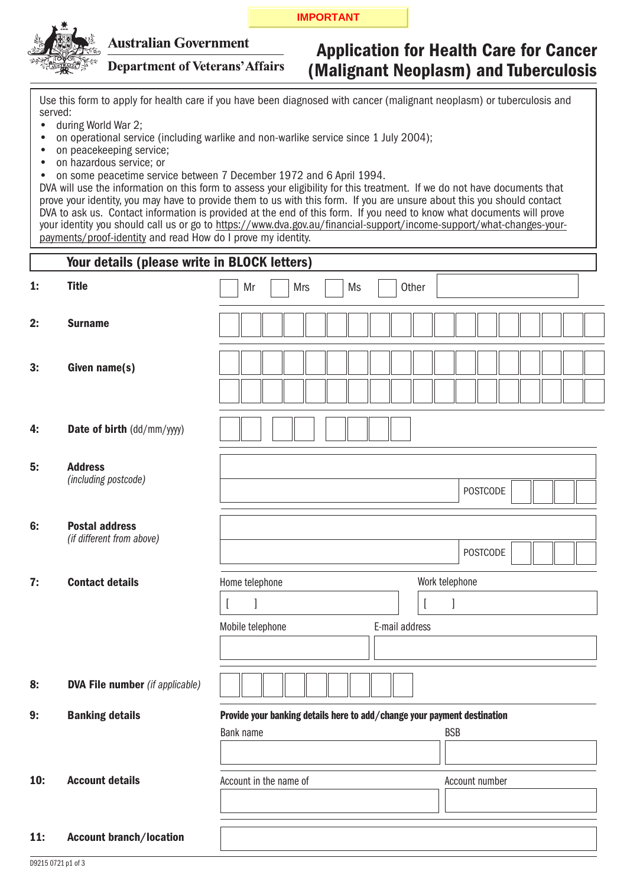IMPORTANT

Australian Government

Department of Veterans' Affairs

# Application for Health Care for Cancer (Malignant Neoplasm) and Tuberculosis

Use this form to apply for health care if you have been diagnosed with cancer (malignant neoplasm) or tuberculosis and served:

- during World War 2;
- on operational service (including warlike and non-warlike service since 1 July 2004);
- on peacekeeping service;
- on hazardous service; or
- on some peacetime service between 7 December 1972 and 6 April 1994.

DVA will use the information on this form to assess your eligibility for this treatment. If we do not have documents that prove your identity, you may have to provide them to us with this form. If you are unsure about this you should contact DVA to ask us. Contact information is provided at the end of this form. If you need to know what documents will prove your identity you should call us or go to https://www.dva.gov.au/financial-support/income-support/what-changes-your-payments/proof-identity and read How do I prove my identity.

## Your details (please write in BLOCK letters)

**1: Title** ☐ Mr ☐ Mrs ☐ Ms ☐ Other ______

**2: Surname**

**3: Given name(s)**

**4: Date of birth** (dd/mm/yyyy)

**5: Address** *(including postcode)*

POSTCODE

**6: Postal address** *(if different from above)*

POSTCODE

**7: Contact details**

Home telephone [ ]

Work telephone [ ]

Mobile telephone

E-mail address

**8: DVA File number** *(if applicable)*

**9: Banking details**

**Provide your banking details here to add/change your payment destination**

Bank name

BSB

**10: Account details**

Account in the name of

Account number

**11: Account branch/location**

D9215 0721 p1 of 3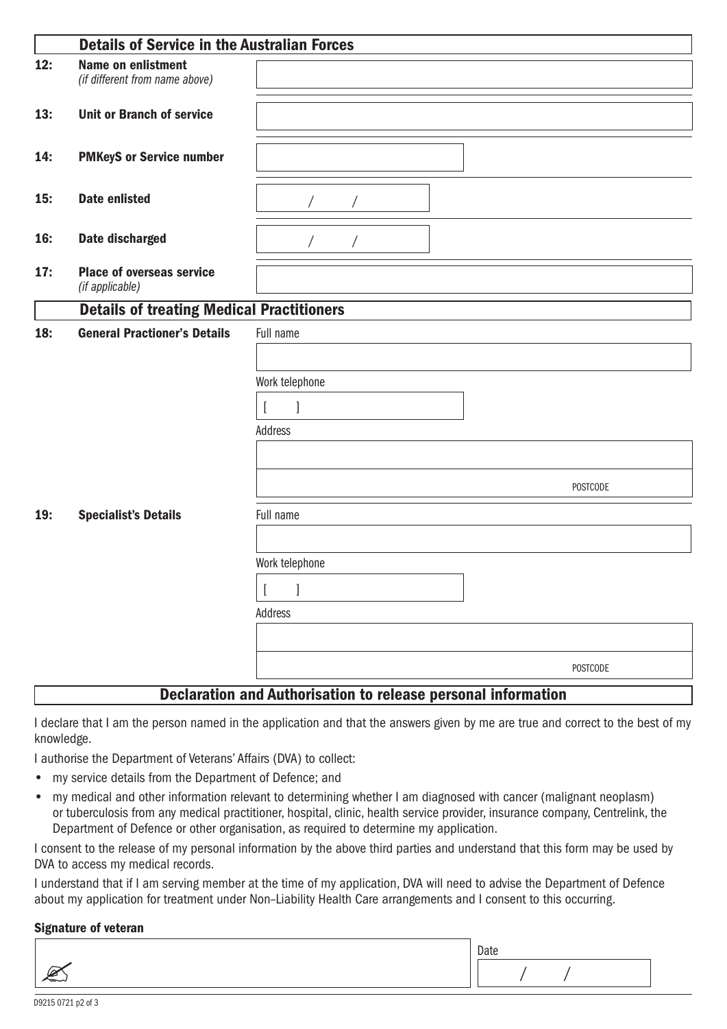## Details of Service in the Australian Forces

**12:** **Name on enlistment** *(if different from name above)*

**13:** **Unit or Branch of service**

**14:** **PMKeyS or Service number**

**15:** **Date enlisted** / /

**16:** **Date discharged** / /

**17:** **Place of overseas service** *(if applicable)*

## Details of treating Medical Practitioners

**18:** **General Practioner's Details**

Full name

Work telephone

[ ]

Address

POSTCODE

**19:** **Specialist's Details**

Full name

Work telephone

[ ]

Address

POSTCODE

## Declaration and Authorisation to release personal information

I declare that I am the person named in the application and that the answers given by me are true and correct to the best of my knowledge.

I authorise the Department of Veterans' Affairs (DVA) to collect:

- my service details from the Department of Defence; and
- my medical and other information relevant to determining whether I am diagnosed with cancer (malignant neoplasm) or tuberculosis from any medical practitioner, hospital, clinic, health service provider, insurance company, Centrelink, the Department of Defence or other organisation, as required to determine my application.

I consent to the release of my personal information by the above third parties and understand that this form may be used by DVA to access my medical records.

I understand that if I am serving member at the time of my application, DVA will need to advise the Department of Defence about my application for treatment under Non-Liability Health Care arrangements and I consent to this occurring.

**Signature of veteran**

Date

/ /

D9215 0721 p2 of 3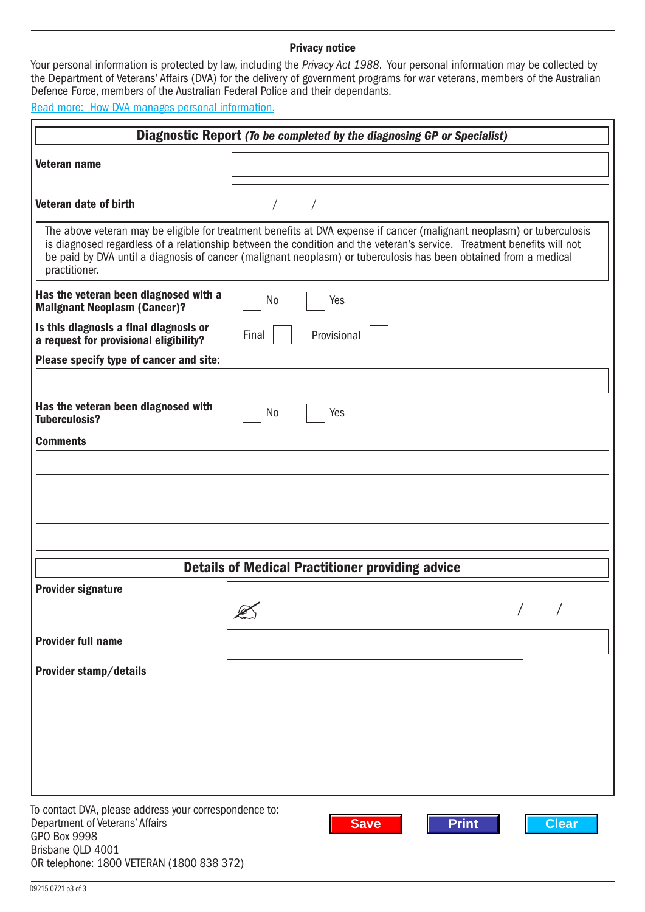**Privacy notice**

Your personal information is protected by law, including the *Privacy Act 1988*. Your personal information may be collected by the Department of Veterans' Affairs (DVA) for the delivery of government programs for war veterans, members of the Australian Defence Force, members of the Australian Federal Police and their dependants.

Read more: How DVA manages personal information.

## Diagnostic Report *(To be completed by the diagnosing GP or Specialist)*

**Veteran name** 

**Veteran date of birth** / /

The above veteran may be eligible for treatment benefits at DVA expense if cancer (malignant neoplasm) or tuberculosis is diagnosed regardless of a relationship between the condition and the veteran's service. Treatment benefits will not be paid by DVA until a diagnosis of cancer (malignant neoplasm) or tuberculosis has been obtained from a medical practitioner.

**Has the veteran been diagnosed with a Malignant Neoplasm (Cancer)?** ☐ No ☐ Yes

**Is this diagnosis a final diagnosis or a request for provisional eligibility?** Final ☐ Provisional ☐

**Please specify type of cancer and site:**

**Has the veteran been diagnosed with Tuberculosis?** ☐ No ☐ Yes

**Comments**

## Details of Medical Practitioner providing advice

**Provider signature** / /

**Provider full name**

**Provider stamp/details**

To contact DVA, please address your correspondence to:
Department of Veterans' Affairs
GPO Box 9998
Brisbane QLD 4001
OR telephone: 1800 VETERAN (1800 838 372)

Save Print Clear

D9215 0721 p3 of 3